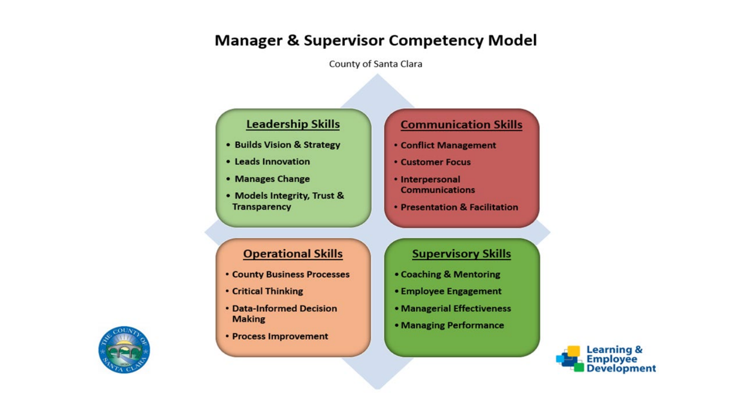# Manager & Supervisor Competency Model

County of Santa Clara

## Leadership Skills

- Builds Vision & Strategy
- Leads Innovation
- Manages Change
- Models Integrity, Trust & Transparency

## Communication Skills

- Conflict Management
- Customer Focus
- Interpersonal Communications
- Presentation & Facilitation

## Operational Skills

- County Business Processes
- Critical Thinking
- Data-Informed Decision Making
- Process Improvement

## Supervisory Skills

- Coaching & Mentoring
- Employee Engagement
- Managerial Effectiveness
- Managing Performance

Learning & Employee Development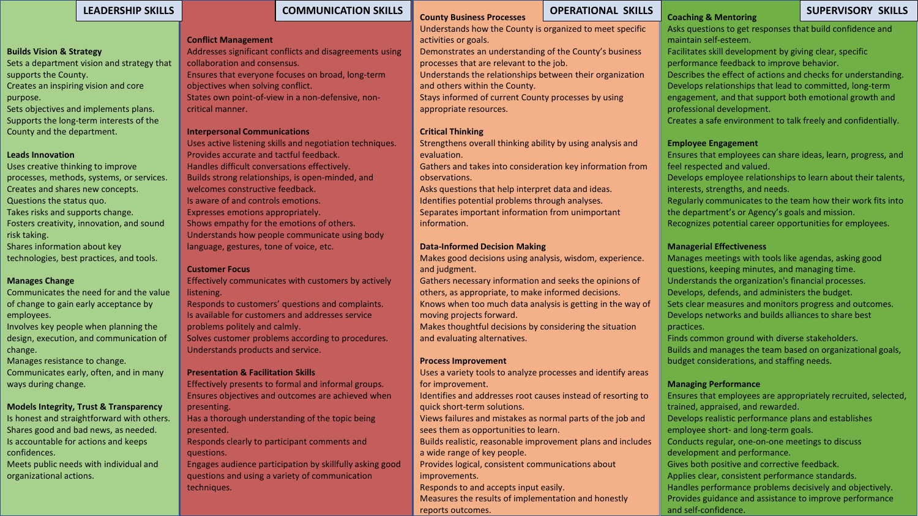# LEADERSHIP SKILLS

### Builds Vision & Strategy

Sets a department vision and strategy that supports the County.
Creates an inspiring vision and core purpose.
Sets objectives and implements plans.
Supports the long-term interests of the County and the department.

### Leads Innovation

Uses creative thinking to improve processes, methods, systems, or services.
Creates and shares new concepts.
Questions the status quo.
Takes risks and supports change.
Fosters creativity, innovation, and sound risk taking.
Shares information about key technologies, best practices, and tools.

### Manages Change

Communicates the need for and the value of change to gain early acceptance by employees.
Involves key people when planning the design, execution, and communication of change.
Manages resistance to change.
Communicates early, often, and in many ways during change.

### Models Integrity, Trust & Transparency

Is honest and straightforward with others.
Shares good and bad news, as needed.
Is accountable for actions and keeps confidences.
Meets public needs with individual and organizational actions.

# COMMUNICATION SKILLS

### Conflict Management

Addresses significant conflicts and disagreements using collaboration and consensus.
Ensures that everyone focuses on broad, long-term objectives when solving conflict.
States own point-of-view in a non-defensive, non-critical manner.

### Interpersonal Communications

Uses active listening skills and negotiation techniques.
Provides accurate and tactful feedback.
Handles difficult conversations effectively.
Builds strong relationships, is open-minded, and welcomes constructive feedback.
Is aware of and controls emotions.
Expresses emotions appropriately.
Shows empathy for the emotions of others.
Understands how people communicate using body language, gestures, tone of voice, etc.

### Customer Focus

Effectively communicates with customers by actively listening.
Responds to customers' questions and complaints.
Is available for customers and addresses service problems politely and calmly.
Solves customer problems according to procedures.
Understands products and service.

### Presentation & Facilitation Skills

Effectively presents to formal and informal groups.
Ensures objectives and outcomes are achieved when presenting.
Has a thorough understanding of the topic being presented.
Responds clearly to participant comments and questions.
Engages audience participation by skillfully asking good questions and using a variety of communication techniques.

# OPERATIONAL SKILLS

### County Business Processes

Understands how the County is organized to meet specific activities or goals.
Demonstrates an understanding of the County's business processes that are relevant to the job.
Understands the relationships between their organization and others within the County.
Stays informed of current County processes by using appropriate resources.

### Critical Thinking

Strengthens overall thinking ability by using analysis and evaluation.
Gathers and takes into consideration key information from observations.
Asks questions that help interpret data and ideas.
Identifies potential problems through analyses.
Separates important information from unimportant information.

### Data-Informed Decision Making

Makes good decisions using analysis, wisdom, experience. and judgment.
Gathers necessary information and seeks the opinions of others, as appropriate, to make informed decisions.
Knows when too much data analysis is getting in the way of moving projects forward.
Makes thoughtful decisions by considering the situation and evaluating alternatives.

### Process Improvement

Uses a variety tools to analyze processes and identify areas for improvement.
Identifies and addresses root causes instead of resorting to quick short-term solutions.
Views failures and mistakes as normal parts of the job and sees them as opportunities to learn.
Builds realistic, reasonable improvement plans and includes a wide range of key people.
Provides logical, consistent communications about improvements.
Responds to and accepts input easily.
Measures the results of implementation and honestly reports outcomes.

# SUPERVISORY SKILLS

### Coaching & Mentoring

Asks questions to get responses that build confidence and maintain self-esteem.
Facilitates skill development by giving clear, specific performance feedback to improve behavior.
Describes the effect of actions and checks for understanding.
Develops relationships that lead to committed, long-term engagement, and that support both emotional growth and professional development.
Creates a safe environment to talk freely and confidentially.

### Employee Engagement

Ensures that employees can share ideas, learn, progress, and feel respected and valued.
Develops employee relationships to learn about their talents, interests, strengths, and needs.
Regularly communicates to the team how their work fits into the department's or Agency's goals and mission.
Recognizes potential career opportunities for employees.

### Managerial Effectiveness

Manages meetings with tools like agendas, asking good questions, keeping minutes, and managing time.
Understands the organization's financial processes.
Develops, defends, and administers the budget.
Sets clear measures and monitors progress and outcomes.
Develops networks and builds alliances to share best practices.
Finds common ground with diverse stakeholders.
Builds and manages the team based on organizational goals, budget considerations, and staffing needs.

### Managing Performance

Ensures that employees are appropriately recruited, selected, trained, appraised, and rewarded.
Develops realistic performance plans and establishes employee short- and long-term goals.
Conducts regular, one-on-one meetings to discuss development and performance.
Gives both positive and corrective feedback.
Applies clear, consistent performance standards.
Handles performance problems decisively and objectively.
Provides guidance and assistance to improve performance and self-confidence.